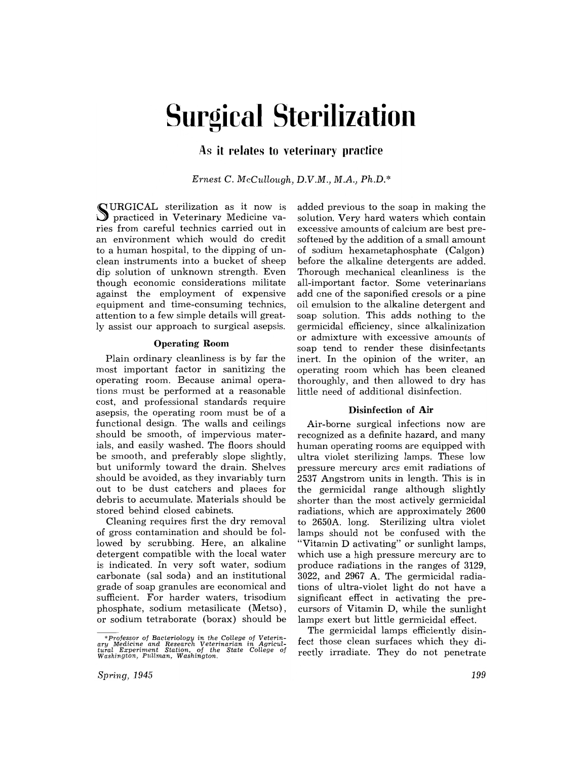# Surgical Sterilization

## As it relates to veterinary practice

*Ernest C. McCullough, D.V.M., M.A., Ph.D.**

SURGICAL sterilization as it now is practiced in Veterinary Medicine varies from careful technics carried out in an environment which would do credit to a human hospital, to the dipping of unclean instruments into a bucket of sheep dip solution of unknown strength. Even though economic considerations militate against the employment of expensive equipment and time-consuming technics, attention to a few simple details will greatly assist our approach to surgical asepsis.

### Operating Room

Plain ordinary cleanliness is by far the most important factor in sanitizing the operating room. Because animal operations must be performed at a reasonable cost, and professional standards require asepsis, the operating room must be of a functional design. The walls and ceilings should be smooth, of impervious materials, and easily washed. The floors should be smooth, and preferably slope slightly, but uniformly toward the drain. Shelves should be avoided, as they invariably turn out to be dust catchers and places for debris to accumulate. Materials should be stored behind closed cabinets.

Cleaning requires first the dry removal of gross contamination and should be followed by scrubbing. Here, an alkaline detergent compatible with the local water is indicated. In very soft water, sodium carbonate (sal soda) and an institutional grade of soap granules are economical and sufficient. For harder waters, trisodium phosphate, sodium metasilicate (Metso), or sodium tetraborate (borax) should be added previous to the soap in making the solution. Very hard waters which contain excessive amounts of calcium are best presoftened by the addition of a small amount of sodium hexametaphosphate (Calgon) before the alkaline detergents are added. Thorough mechanical cleanliness is the all-important factor. Some veterinarians add one of the saponified cresols or a pine oil emulsion to the alkaline detergent and soap solution. This adds nothing to the germicidal efficiency, since alkalinization or admixture with excessive amounts of soap tend to render these disinfectants inert. In the opinion of the writer, an operating room which has been cleaned thoroughly, and then allowed to dry has little need of additional disinfection.

### Disinfection of Air

Air-borne surgical infections now are recognized as a definite hazard, and many human operating rooms are equipped with ultra violet sterilizing lamps. These low pressure mercury arcs emit radiations of 2537 Angstrom units in length. This is in the germicidal range although slightly shorter than the most actively germicidal radiations, which are approximately 2600 to 2650A. long. Sterilizing ultra violet lamps should not be confused with the "Vitamin D activating" or sunlight lamps, which use a high pressure mercury arc to produce radiations in the ranges of 3129, 3022, and 2967 A. The germicidal radiations of ultra-violet light do not have a significant effect in activating the precursors of Vitamin D, while the sunlight lamps exert but little germicidal effect.

The germicidal lamps efficiently disinfect those clean surfaces which they directly irradiate. They do not penetrate

---

*Professor of Bacteriology in the College of Veterinary Medicine and Research Veterinarian in Agricultural Experiment Station, of the State College of Washington, Pullman, Washington.*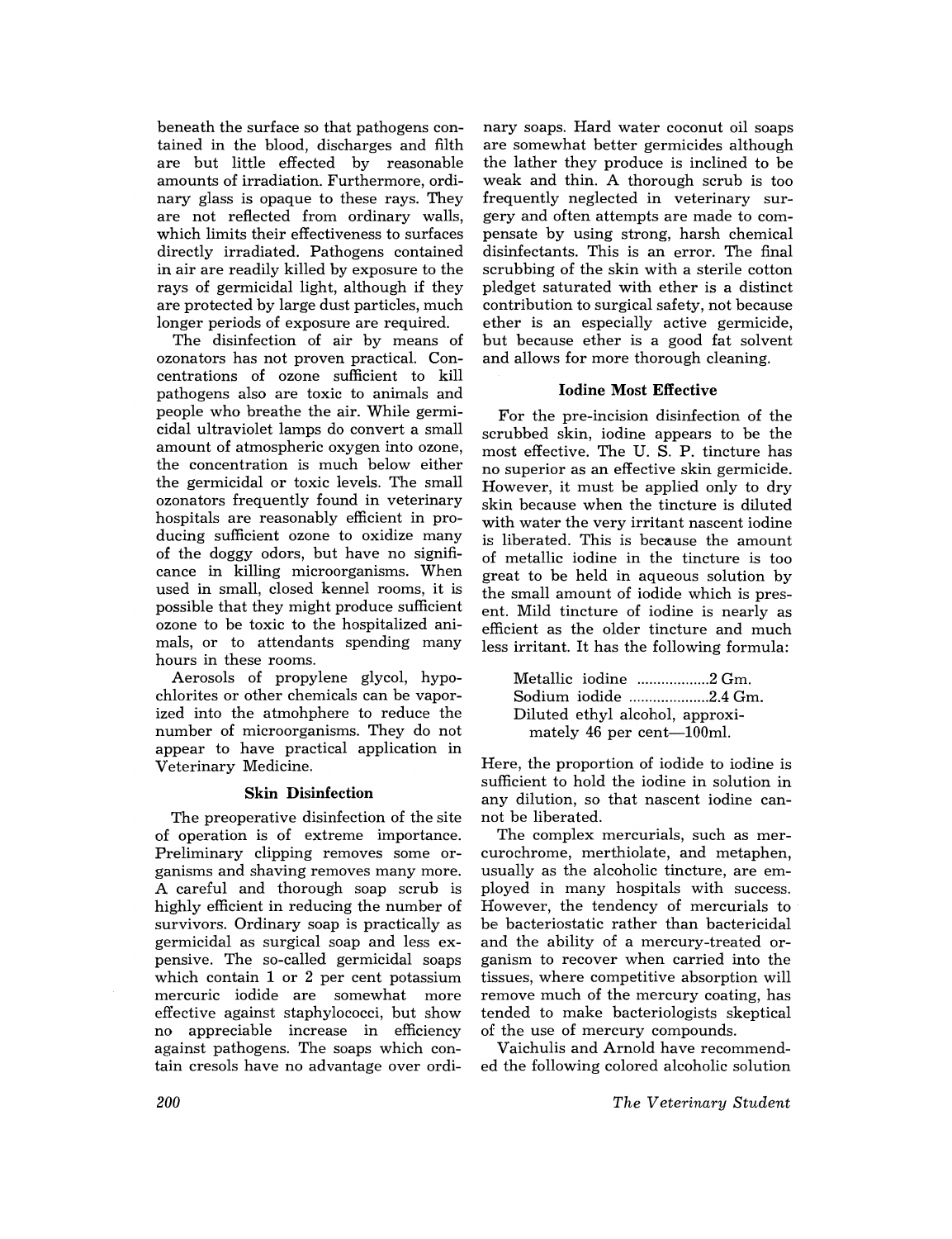beneath the surface so that pathogens contained in the blood, discharges and filth are but little effected by reasonable amounts of irradiation. Furthermore, ordinary glass is opaque to these rays. They are not reflected from ordinary walls, which limits their effectiveness to surfaces directly irradiated. Pathogens contained in air are readily killed by exposure to the rays of germicidal light, although if they are protected by large dust particles, much longer periods of exposure are required.

The disinfection of air by means of ozonators has not proven practical. Concentrations of ozone sufficient to kill pathogens also are toxic to animals and people who breathe the air. While germicidal ultraviolet lamps do convert a small amount of atmospheric oxygen into ozone, the concentration is much below either the germicidal or toxic levels. The small ozonators frequently found in veterinary hospitals are reasonably efficient in producing sufficient ozone to oxidize many of the doggy odors, but have no significance in killing microorganisms. When used in small, closed kennel rooms, it is possible that they might produce sufficient ozone to be toxic to the hospitalized animals, or to attendants spending many hours in these rooms.

Aerosols of propylene glycol, hypochlorites or other chemicals can be vaporized into the atmohphere to reduce the number of microorganisms. They do not appear to have practical application in Veterinary Medicine.

### Skin Disinfection

The preoperative disinfection of the site of operation is of extreme importance. Preliminary clipping removes some organisms and shaving removes many more. A careful and thorough soap scrub is highly efficient in reducing the number of survivors. Ordinary soap is practically as germicidal as surgical soap and less expensive. The so-called germicidal soaps which contain 1 or 2 per cent potassium mercuric iodide are somewhat more effective against staphylococci, but show no appreciable increase in efficiency against pathogens. The soaps which contain cresols have no advantage over ordinary soaps. Hard water coconut oil soaps are somewhat better germicides although the lather they produce is inclined to be weak and thin. A thorough scrub is too frequently neglected in veterinary surgery and often attempts are made to compensate by using strong, harsh chemical disinfectants. This is an error. The final scrubbing of the skin with a sterile cotton pledget saturated with ether is a distinct contribution to surgical safety, not because ether is an especially active germicide, but because ether is a good fat solvent and allows for more thorough cleaning.

### Iodine Most Effective

For the pre-incision disinfection of the scrubbed skin, iodine appears to be the most effective. The U. S. P. tincture has no superior as an effective skin germicide. However, it must be applied only to dry skin because when the tincture is diluted with water the very irritant nascent iodine is liberated. This is because the amount of metallic iodine in the tincture is too great to be held in aqueous solution by the small amount of iodide which is present. Mild tincture of iodine is nearly as efficient as the older tincture and much less irritant. It has the following formula:

Metallic iodine ..................2 Gm.  
Sodium iodide ....................2.4 Gm.  
Diluted ethyl alcohol, approximately 46 per cent—100ml.

Here, the proportion of iodide to iodine is sufficient to hold the iodine in solution in any dilution, so that nascent iodine cannot be liberated.

The complex mercurials, such as merculochrome, merthiolate, and metaphen, usually as the alcoholic tincture, are employed in many hospitals with success. However, the tendency of mercurials to be bacteriostatic rather than bactericidal and the ability of a mercury-treated organism to recover when carried into the tissues, where competitive absorption will remove much of the mercury coating, has tended to make bacteriologists skeptical of the use of mercury compounds.

Vaichulis and Arnold have recommended the following colored alcoholic solution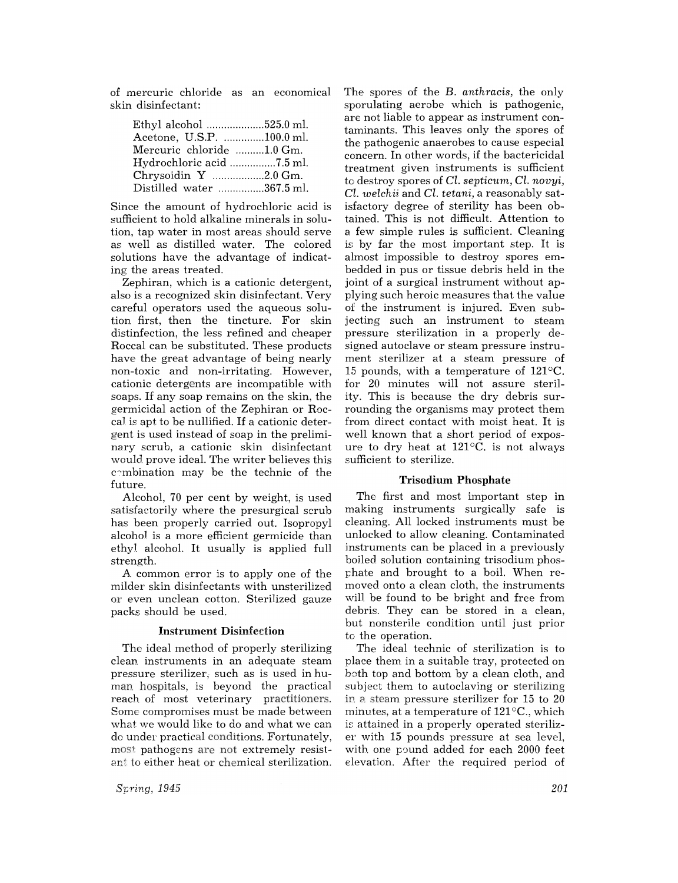of mercuric chloride as an economical skin disinfectant:

| | |
|---|---|
| Ethyl alcohol | 525.0 ml. |
| Acetone, U.S.P. | 100.0 ml. |
| Mercuric chloride | 1.0 Gm. |
| Hydrochloric acid | 7.5 ml. |
| Chrysoidin Y | 2.0 Gm. |
| Distilled water | 367.5 ml. |

Since the amount of hydrochloric acid is sufficient to hold alkaline minerals in solution, tap water in most areas should serve as well as distilled water. The colored solutions have the advantage of indicating the areas treated.

Zephiran, which is a cationic detergent, also is a recognized skin disinfectant. Very careful operators used the aqueous solution first, then the tincture. For skin distinfection, the less refined and cheaper Roccal can be substituted. These products have the great advantage of being nearly non-toxic and non-irritating. However, cationic detergents are incompatible with soaps. If any soap remains on the skin, the germicidal action of the Zephiran or Roccal is apt to be nullified. If a cationic detergent is used instead of soap in the preliminary scrub, a cationic skin disinfectant would prove ideal. The writer believes this combination may be the technic of the future.

Alcohol, 70 per cent by weight, is used satisfactorily where the presurgical scrub has been properly carried out. Isopropyl alcohol is a more efficient germicide than ethyl alcohol. It usually is applied full strength.

A common error is to apply one of the milder skin disinfectants with unsterilized or even unclean cotton. Sterilized gauze packs should be used.

### Instrument Disinfection

The ideal method of properly sterilizing clean instruments in an adequate steam pressure sterilizer, such as is used in human hospitals, is beyond the practical reach of most veterinary practitioners. Some compromises must be made between what we would like to do and what we can do under practical conditions. Fortunately, most pathogens are not extremely resistant to either heat or chemical sterilization. The spores of the *B. anthracis*, the only sporulating aerobe which is pathogenic, are not liable to appear as instrument contaminants. This leaves only the spores of the pathogenic anaerobes to cause especial concern. In other words, if the bactericidal treatment given instruments is sufficient to destroy spores of *Cl. septicum*, *Cl. novyi*, *Cl. welchii* and *Cl. tetani*, a reasonably satisfactory degree of sterility has been obtained. This is not difficult. Attention to a few simple rules is sufficient. Cleaning is by far the most important step. It is almost impossible to destroy spores embedded in pus or tissue debris held in the joint of a surgical instrument without applying such heroic measures that the value of the instrument is injured. Even subjecting such an instrument to steam pressure sterilization in a properly designed autoclave or steam pressure instrument sterilizer at a steam pressure of 15 pounds, with a temperature of 121°C. for 20 minutes will not assure sterility. This is because the dry debris surrounding the organisms may protect them from direct contact with moist heat. It is well known that a short period of exposure to dry heat at 121°C. is not always sufficient to sterilize.

### Trisodium Phosphate

The first and most important step in making instruments surgically safe is cleaning. All locked instruments must be unlocked to allow cleaning. Contaminated instruments can be placed in a previously boiled solution containing trisodium phosphate and brought to a boil. When removed onto a clean cloth, the instruments will be found to be bright and free from debris. They can be stored in a clean, but nonsterile condition until just prior to the operation.

The ideal technic of sterilization is to place them in a suitable tray, protected on both top and bottom by a clean cloth, and subject them to autoclaving or sterilizing in a steam pressure sterilizer for 15 to 20 minutes, at a temperature of 121°C., which is attained in a properly operated sterilizer with 15 pounds pressure at sea level, with one pound added for each 2000 feet elevation. After the required period of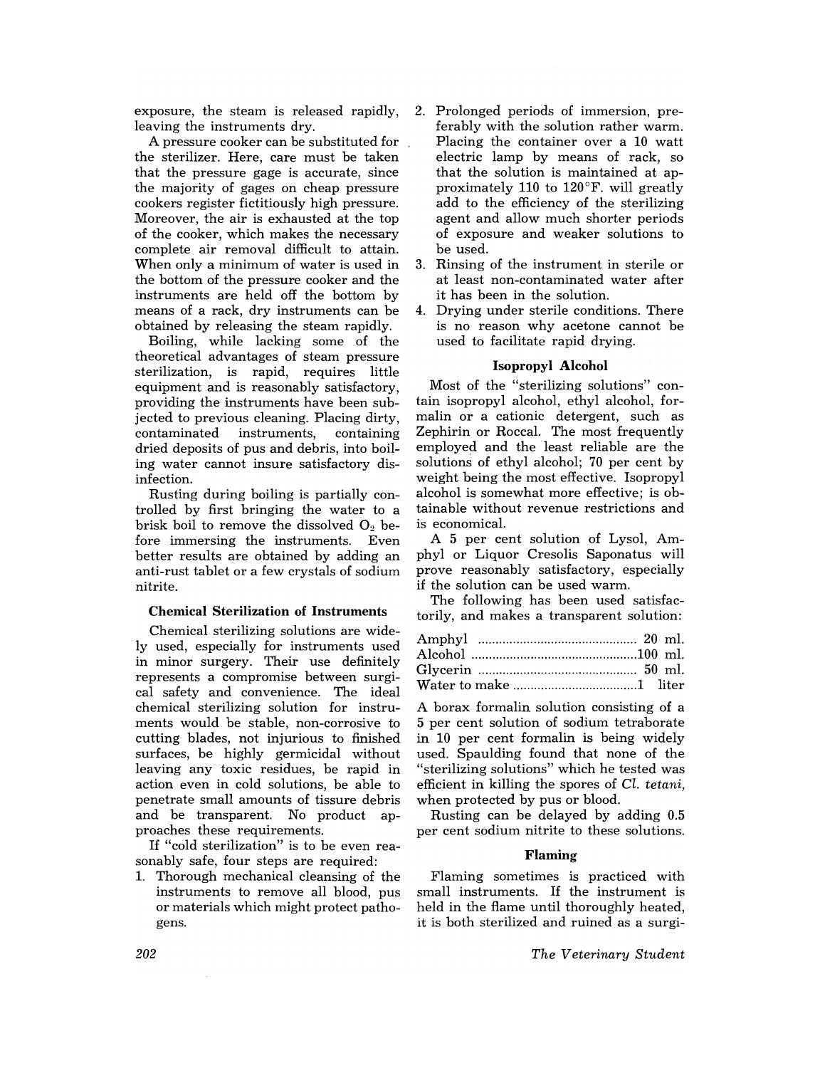exposure, the steam is released rapidly, leaving the instruments dry.

A pressure cooker can be substituted for the sterilizer. Here, care must be taken that the pressure gage is accurate, since the majority of gages on cheap pressure cookers register fictitiously high pressure. Moreover, the air is exhausted at the top of the cooker, which makes the necessary complete air removal difficult to attain. When only a minimum of water is used in the bottom of the pressure cooker and the instruments are held off the bottom by means of a rack, dry instruments can be obtained by releasing the steam rapidly.

Boiling, while lacking some of the theoretical advantages of steam pressure sterilization, is rapid, requires little equipment and is reasonably satisfactory, providing the instruments have been subjected to previous cleaning. Placing dirty, contaminated instruments, containing dried deposits of pus and debris, into boiling water cannot insure satisfactory disinfection.

Rusting during boiling is partially controlled by first bringing the water to a brisk boil to remove the dissolved $O_2$ before immersing the instruments. Even better results are obtained by adding an anti-rust tablet or a few crystals of sodium nitrite.

### Chemical Sterilization of Instruments

Chemical sterilizing solutions are widely used, especially for instruments used in minor surgery. Their use definitely represents a compromise between surgical safety and convenience. The ideal chemical sterilizing solution for instruments would be stable, non-corrosive to cutting blades, not injurious to finished surfaces, be highly germicidal without leaving any toxic residues, be rapid in action even in cold solutions, be able to penetrate small amounts of tissure debris and be transparent. No product approaches these requirements.

If "cold sterilization" is to be even reasonably safe, four steps are required:

1. Thorough mechanical cleansing of the instruments to remove all blood, pus or materials which might protect pathogens.
2. Prolonged periods of immersion, preferably with the solution rather warm. Placing the container over a 10 watt electric lamp by means of rack, so that the solution is maintained at approximately 110 to 120°F. will greatly add to the efficiency of the sterilizing agent and allow much shorter periods of exposure and weaker solutions to be used.
3. Rinsing of the instrument in sterile or at least non-contaminated water after it has been in the solution.
4. Drying under sterile conditions. There is no reason why acetone cannot be used to facilitate rapid drying.

### Isopropyl Alcohol

Most of the "sterilizing solutions" contain isopropyl alcohol, ethyl alcohol, formalin or a cationic detergent, such as Zephirin or Roccal. The most frequently employed and the least reliable are the solutions of ethyl alcohol; 70 per cent by weight being the most effective. Isopropyl alcohol is somewhat more effective; is obtainable without revenue restrictions and is economical.

A 5 per cent solution of Lysol, Amphyl or Liquor Cresolis Saponatus will prove reasonably satisfactory, especially if the solution can be used warm.

The following has been used satisfactorily, and makes a transparent solution:

| | |
|---|---|
| Amphyl | 20 ml. |
| Alcohol | 100 ml. |
| Glycerin | 50 ml. |
| Water to make | 1 liter |

A borax formalin solution consisting of a 5 per cent solution of sodium tetraborate in 10 per cent formalin is being widely used. Spaulding found that none of the "sterilizing solutions" which he tested was efficient in killing the spores of *Cl. tetani,* when protected by pus or blood.

Rusting can be delayed by adding 0.5 per cent sodium nitrite to these solutions.

### Flaming

Flaming sometimes is practiced with small instruments. If the instrument is held in the flame until thoroughly heated, it is both sterilized and ruined as a surgi-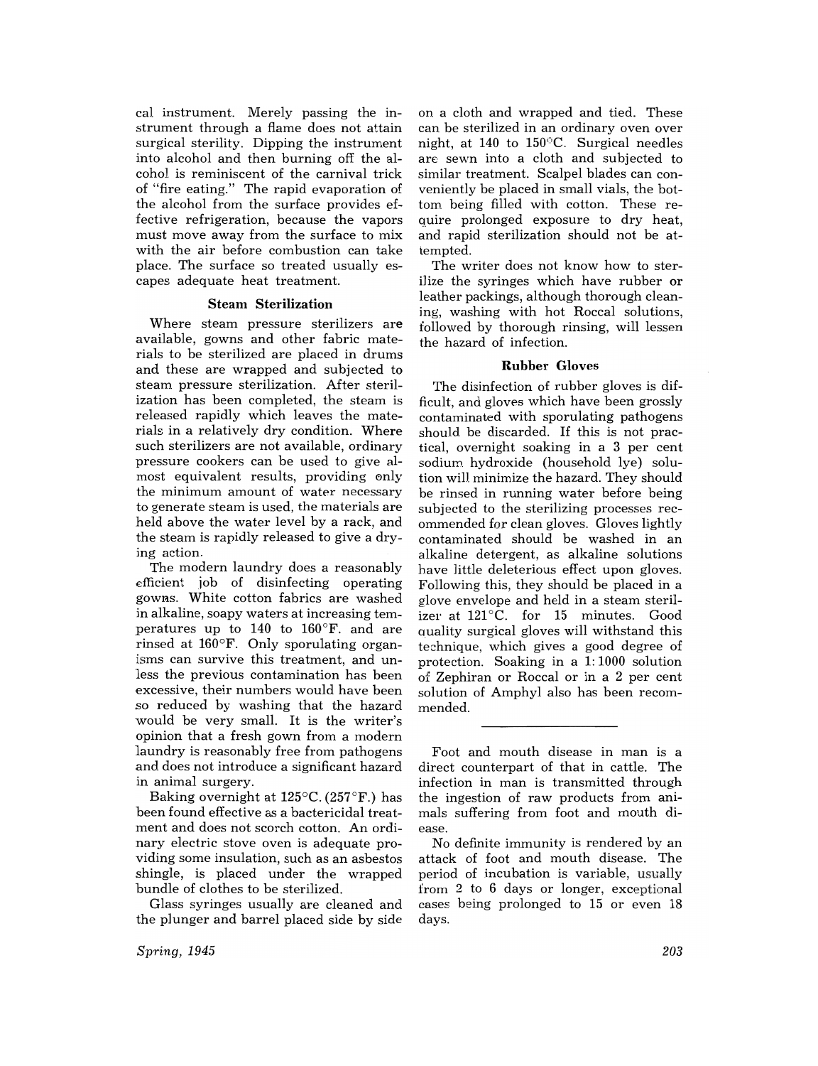cal instrument. Merely passing the instrument through a flame does not attain surgical sterility. Dipping the instrument into alcohol and then burning off the alcohol is reminiscent of the carnival trick of "fire eating." The rapid evaporation of the alcohol from the surface provides effective refrigeration, because the vapors must move away from the surface to mix with the air before combustion can take place. The surface so treated usually escapes adequate heat treatment.

### Steam Sterilization

Where steam pressure sterilizers are available, gowns and other fabric materials to be sterilized are placed in drums and these are wrapped and subjected to steam pressure sterilization. After sterilization has been completed, the steam is released rapidly which leaves the materials in a relatively dry condition. Where such sterilizers are not available, ordinary pressure cookers can be used to give almost equivalent results, providing only the minimum amount of water necessary to generate steam is used, the materials are held above the water level by a rack, and the steam is rapidly released to give a drying action.

The modern laundry does a reasonably efficient job of disinfecting operating gowns. White cotton fabrics are washed in alkaline, soapy waters at increasing temperatures up to 140 to 160°F. and are rinsed at 160°F. Only sporulating organisms can survive this treatment, and unless the previous contamination has been excessive, their numbers would have been so reduced by washing that the hazard would be very small. It is the writer's opinion that a fresh gown from a modern laundry is reasonably free from pathogens and does not introduce a significant hazard in animal surgery.

Baking overnight at 125°C. (257°F.) has been found effective as a bactericidal treatment and does not scorch cotton. An ordinary electric stove oven is adequate providing some insulation, such as an asbestos shingle, is placed under the wrapped bundle of clothes to be sterilized.

Glass syringes usually are cleaned and the plunger and barrel placed side by side on a cloth and wrapped and tied. These can be sterilized in an ordinary oven over night, at 140 to 150°C. Surgical needles are sewn into a cloth and subjected to similar treatment. Scalpel blades can conveniently be placed in small vials, the bottom being filled with cotton. These require prolonged exposure to dry heat, and rapid sterilization should not be attempted.

The writer does not know how to sterilize the syringes which have rubber or leather packings, although thorough cleaning, washing with hot Roccal solutions, followed by thorough rinsing, will lessen the hazard of infection.

### Rubber Gloves

The disinfection of rubber gloves is difficult, and gloves which have been grossly contaminated with sporulating pathogens should be discarded. If this is not practical, overnight soaking in a 3 per cent sodium hydroxide (household lye) solution will minimize the hazard. They should be rinsed in running water before being subjected to the sterilizing processes recommended for clean gloves. Gloves lightly contaminated should be washed in an alkaline detergent, as alkaline solutions have little deleterious effect upon gloves. Following this, they should be placed in a glove envelope and held in a steam sterilizer at 121°C. for 15 minutes. Good quality surgical gloves will withstand this technique, which gives a good degree of protection. Soaking in a 1:1000 solution of Zephiran or Roccal or in a 2 per cent solution of Amphyl also has been recommended.

---

Foot and mouth disease in man is a direct counterpart of that in cattle. The infection in man is transmitted through the ingestion of raw products from animals suffering from foot and mouth disease.

No definite immunity is rendered by an attack of foot and mouth disease. The period of incubation is variable, usually from 2 to 6 days or longer, exceptional cases being prolonged to 15 or even 18 days.